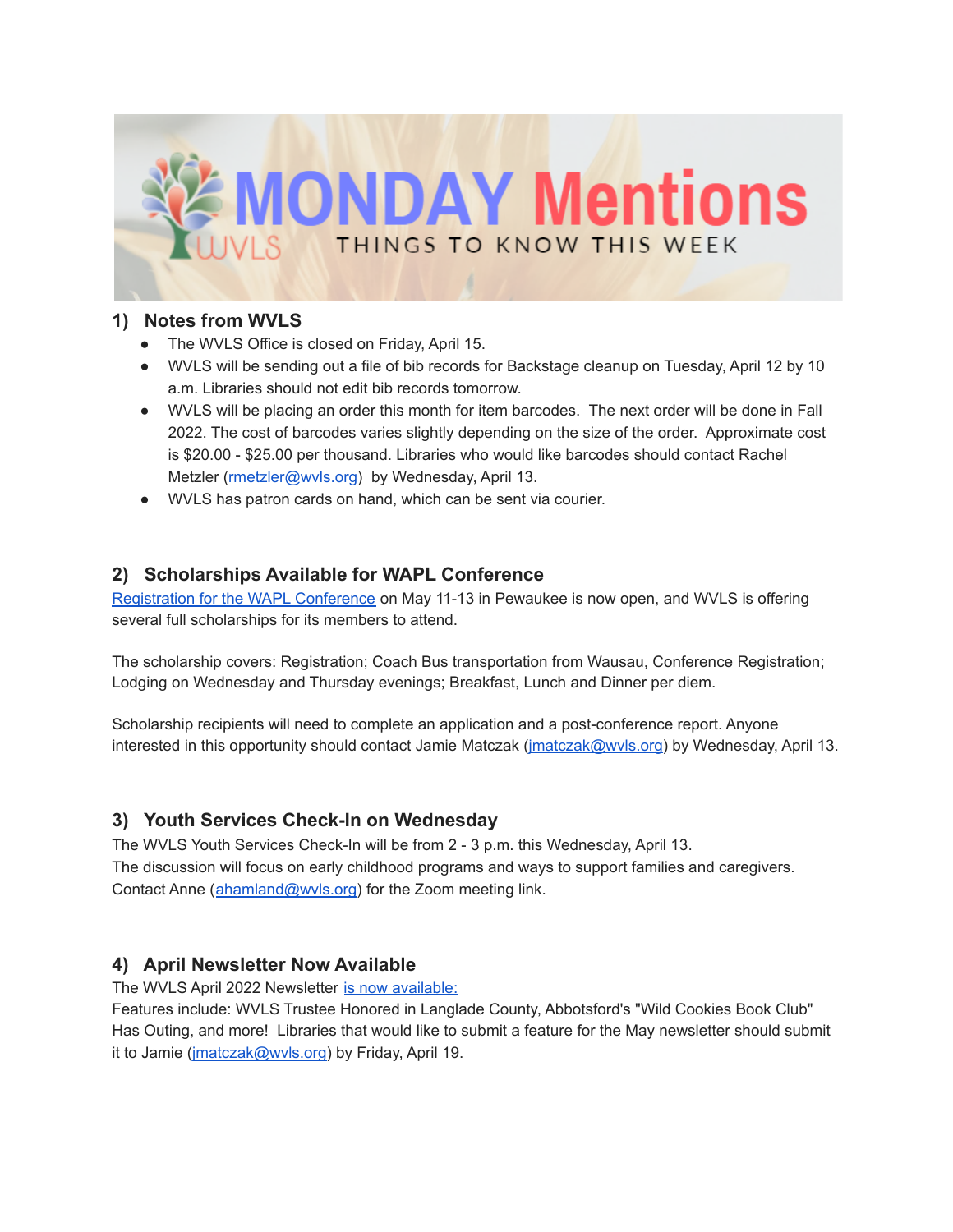# MONDAY Mentions

WVLS — THINGS TO KNOW THIS WEEK

## 1) Notes from WVLS

- The WVLS Office is closed on Friday, April 15.
- WVLS will be sending out a file of bib records for Backstage cleanup on Tuesday, April 12 by 10 a.m. Libraries should not edit bib records tomorrow.
- WVLS will be placing an order this month for item barcodes. The next order will be done in Fall 2022. The cost of barcodes varies slightly depending on the size of the order. Approximate cost is $20.00 - $25.00 per thousand. Libraries who would like barcodes should contact Rachel Metzler (rmetzler@wvls.org) by Wednesday, April 13.
- WVLS has patron cards on hand, which can be sent via courier.

## 2) Scholarships Available for WAPL Conference

Registration for the WAPL Conference on May 11-13 in Pewaukee is now open, and WVLS is offering several full scholarships for its members to attend.

The scholarship covers: Registration; Coach Bus transportation from Wausau, Conference Registration; Lodging on Wednesday and Thursday evenings; Breakfast, Lunch and Dinner per diem.

Scholarship recipients will need to complete an application and a post-conference report. Anyone interested in this opportunity should contact Jamie Matczak (jmatczak@wvls.org) by Wednesday, April 13.

## 3) Youth Services Check-In on Wednesday

The WVLS Youth Services Check-In will be from 2 - 3 p.m. this Wednesday, April 13.
The discussion will focus on early childhood programs and ways to support families and caregivers. Contact Anne (ahamland@wvls.org) for the Zoom meeting link.

## 4) April Newsletter Now Available

The WVLS April 2022 Newsletter is now available:
Features include: WVLS Trustee Honored in Langlade County, Abbotsford's "Wild Cookies Book Club" Has Outing, and more! Libraries that would like to submit a feature for the May newsletter should submit it to Jamie (jmatczak@wvls.org) by Friday, April 19.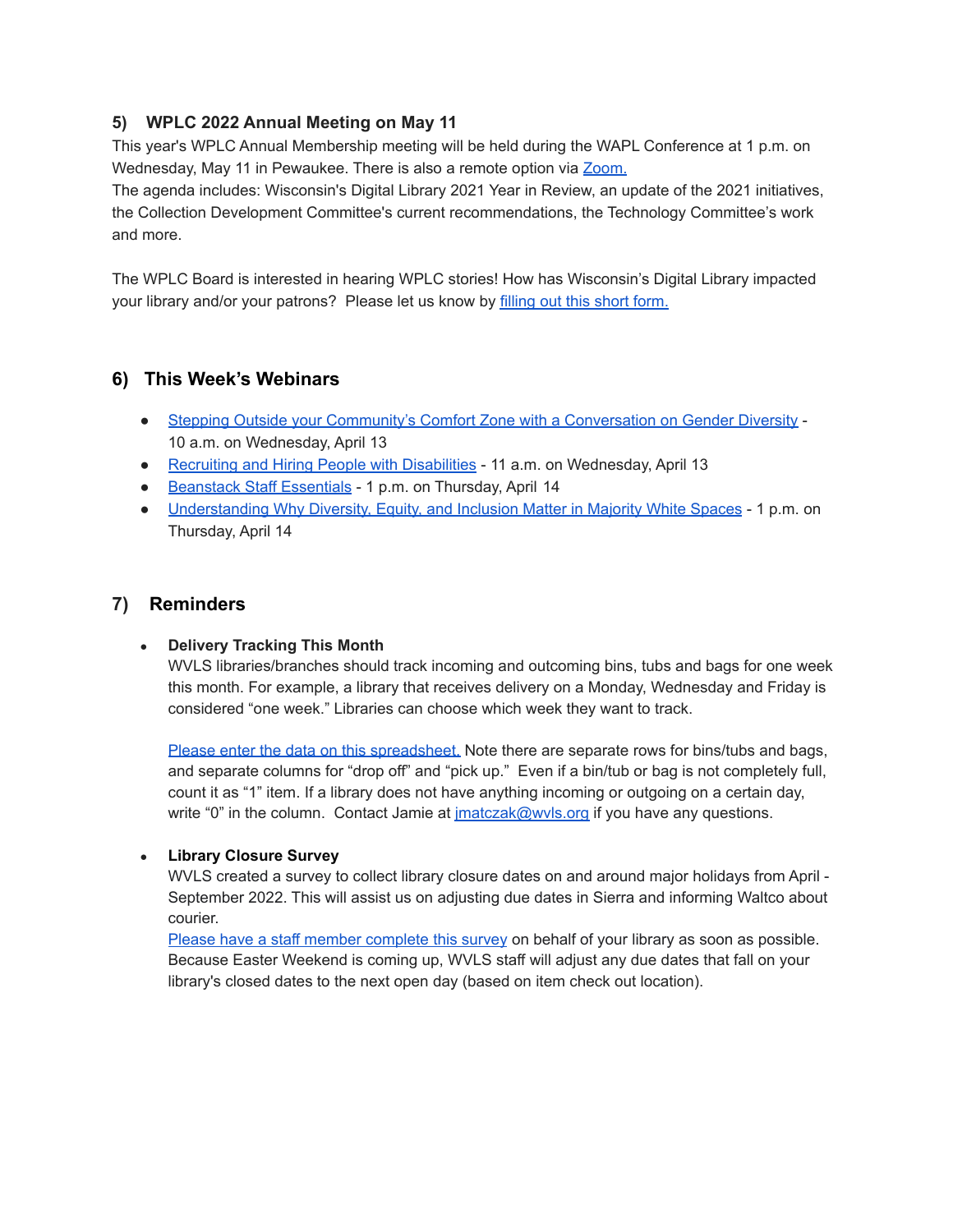### 5) WPLC 2022 Annual Meeting on May 11

This year's WPLC Annual Membership meeting will be held during the WAPL Conference at 1 p.m. on Wednesday, May 11 in Pewaukee. There is also a remote option via Zoom.
The agenda includes: Wisconsin's Digital Library 2021 Year in Review, an update of the 2021 initiatives, the Collection Development Committee's current recommendations, the Technology Committee's work and more.

The WPLC Board is interested in hearing WPLC stories! How has Wisconsin's Digital Library impacted your library and/or your patrons? Please let us know by filling out this short form.

### 6) This Week's Webinars

- Stepping Outside your Community's Comfort Zone with a Conversation on Gender Diversity - 10 a.m. on Wednesday, April 13
- Recruiting and Hiring People with Disabilities - 11 a.m. on Wednesday, April 13
- Beanstack Staff Essentials - 1 p.m. on Thursday, April 14
- Understanding Why Diversity, Equity, and Inclusion Matter in Majority White Spaces - 1 p.m. on Thursday, April 14

### 7) Reminders

- **Delivery Tracking This Month**
  WVLS libraries/branches should track incoming and outcoming bins, tubs and bags for one week this month. For example, a library that receives delivery on a Monday, Wednesday and Friday is considered "one week." Libraries can choose which week they want to track.

  Please enter the data on this spreadsheet. Note there are separate rows for bins/tubs and bags, and separate columns for "drop off" and "pick up." Even if a bin/tub or bag is not completely full, count it as "1" item. If a library does not have anything incoming or outgoing on a certain day, write "0" in the column. Contact Jamie at jmatczak@wvls.org if you have any questions.

- **Library Closure Survey**
  WVLS created a survey to collect library closure dates on and around major holidays from April - September 2022. This will assist us on adjusting due dates in Sierra and informing Waltco about courier.
  Please have a staff member complete this survey on behalf of your library as soon as possible. Because Easter Weekend is coming up, WVLS staff will adjust any due dates that fall on your library's closed dates to the next open day (based on item check out location).